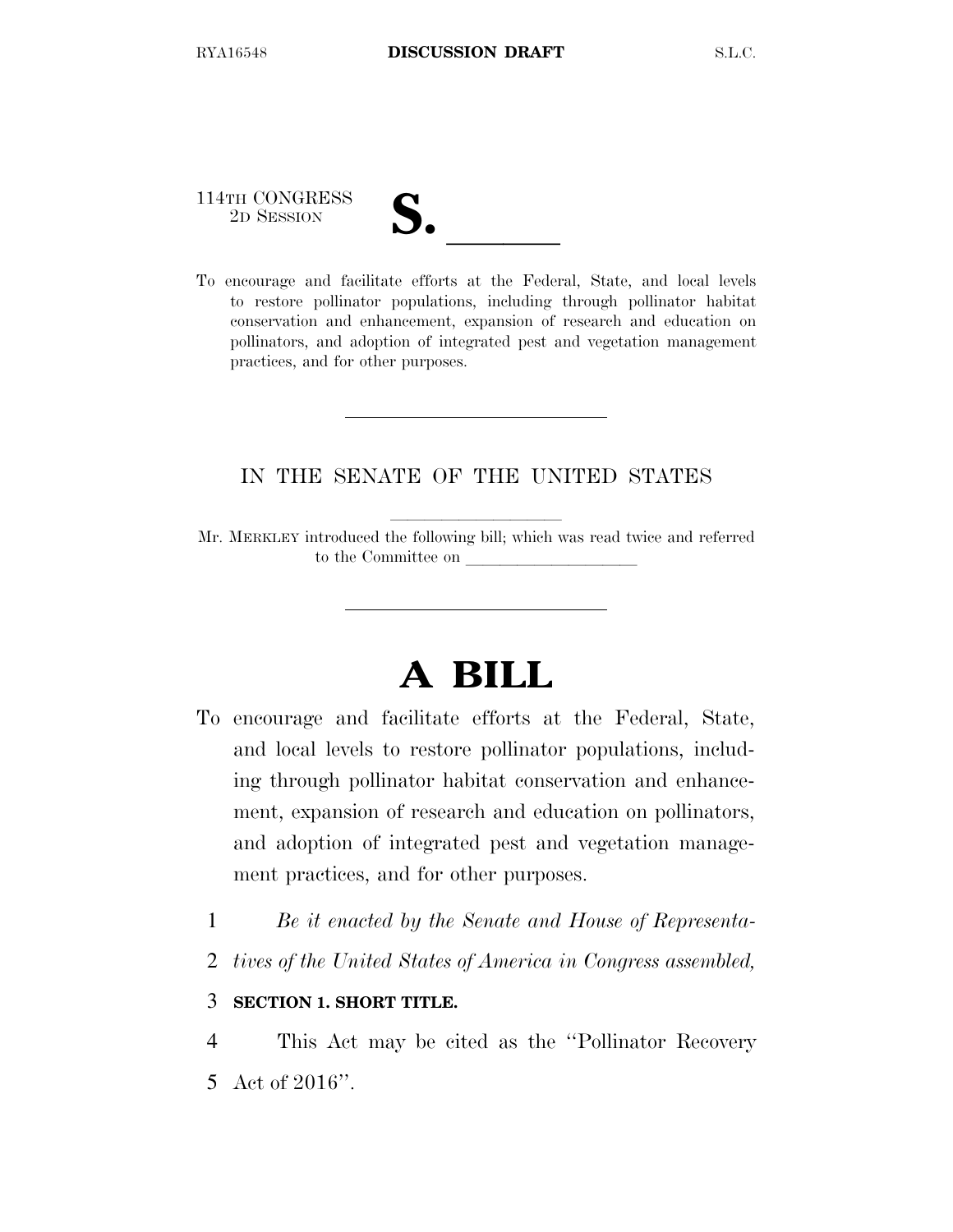114TH CONGRESS
2D SESSION

# S. \_\_\_\_\_\_

To encourage and facilitate efforts at the Federal, State, and local levels to restore pollinator populations, including through pollinator habitat conservation and enhancement, expansion of research and education on pollinators, and adoption of integrated pest and vegetation management practices, and for other purposes.

---

IN THE SENATE OF THE UNITED STATES

Mr. MERKLEY introduced the following bill; which was read twice and referred to the Committee on \_\_\_\_\_\_\_\_\_\_\_\_\_\_\_\_\_\_\_\_

---

# A BILL

To encourage and facilitate efforts at the Federal, State, and local levels to restore pollinator populations, including through pollinator habitat conservation and enhancement, expansion of research and education on pollinators, and adoption of integrated pest and vegetation management practices, and for other purposes.

1 *Be it enacted by the Senate and House of Representa-*
2 *tives of the United States of America in Congress assembled,*

3 **SECTION 1. SHORT TITLE.**

4 This Act may be cited as the ''Pollinator Recovery
5 Act of 2016''.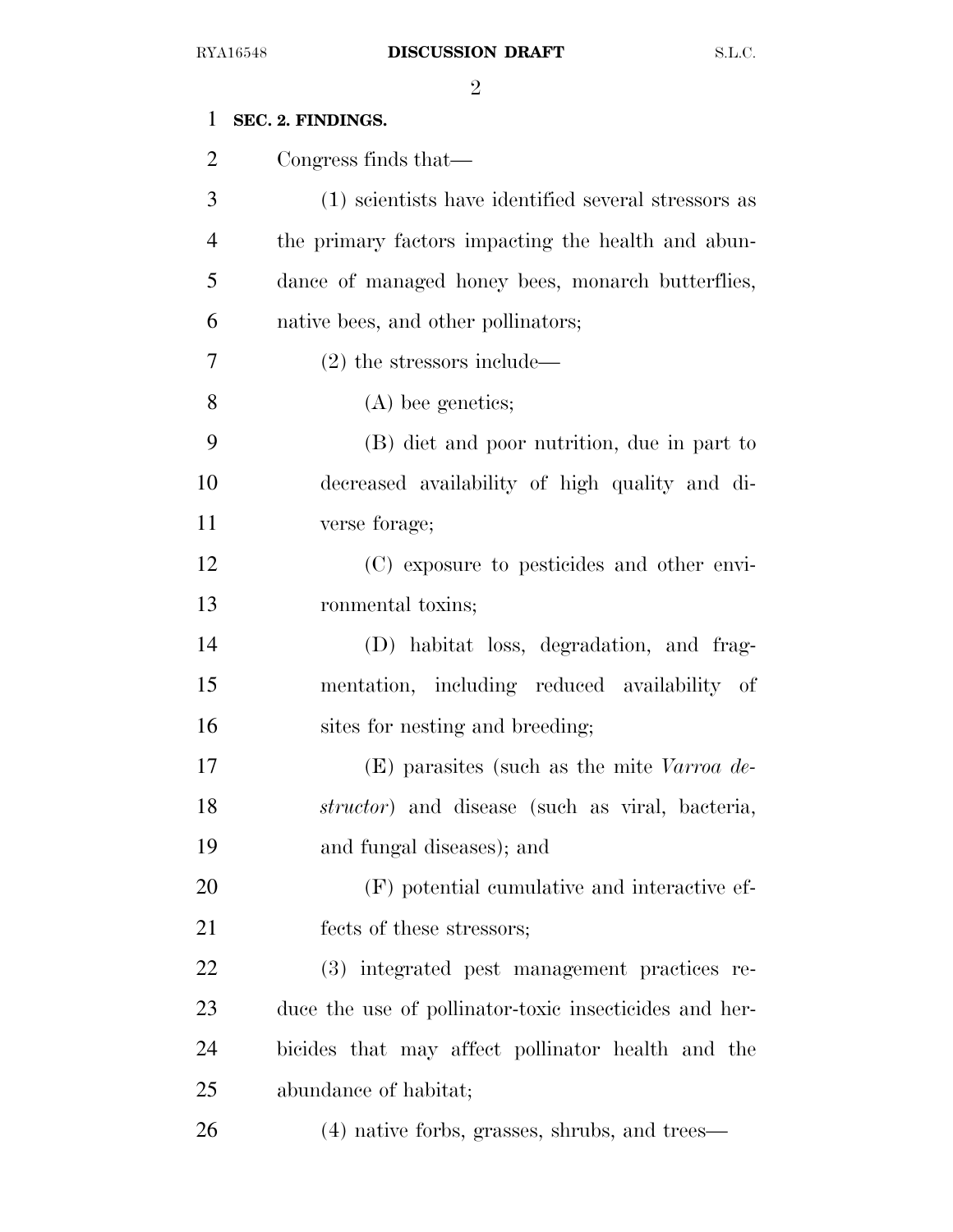**SEC. 2. FINDINGS.**

Congress finds that—

(1) scientists have identified several stressors as the primary factors impacting the health and abundance of managed honey bees, monarch butterflies, native bees, and other pollinators;

(2) the stressors include—

(A) bee genetics;

(B) diet and poor nutrition, due in part to decreased availability of high quality and diverse forage;

(C) exposure to pesticides and other environmental toxins;

(D) habitat loss, degradation, and fragmentation, including reduced availability of sites for nesting and breeding;

(E) parasites (such as the mite *Varroa destructor*) and disease (such as viral, bacteria, and fungal diseases); and

(F) potential cumulative and interactive effects of these stressors;

(3) integrated pest management practices reduce the use of pollinator-toxic insecticides and herbicides that may affect pollinator health and the abundance of habitat;

(4) native forbs, grasses, shrubs, and trees—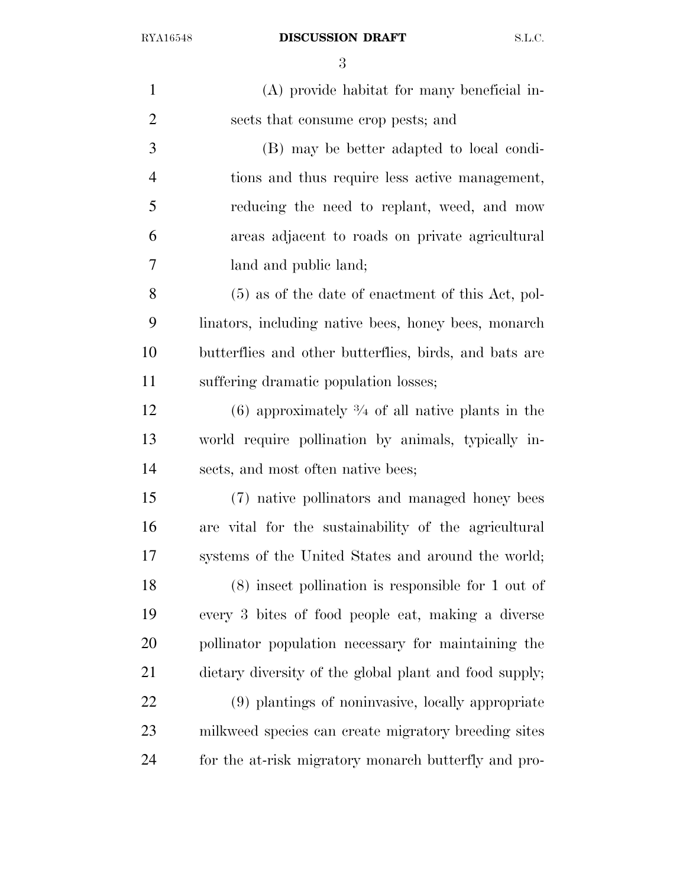(A) provide habitat for many beneficial insects that consume crop pests; and

(B) may be better adapted to local conditions and thus require less active management, reducing the need to replant, weed, and mow areas adjacent to roads on private agricultural land and public land;

(5) as of the date of enactment of this Act, pollinators, including native bees, honey bees, monarch butterflies and other butterflies, birds, and bats are suffering dramatic population losses;

(6) approximately ¾ of all native plants in the world require pollination by animals, typically insects, and most often native bees;

(7) native pollinators and managed honey bees are vital for the sustainability of the agricultural systems of the United States and around the world;

(8) insect pollination is responsible for 1 out of every 3 bites of food people eat, making a diverse pollinator population necessary for maintaining the dietary diversity of the global plant and food supply;

(9) plantings of noninvasive, locally appropriate milkweed species can create migratory breeding sites for the at-risk migratory monarch butterfly and pro-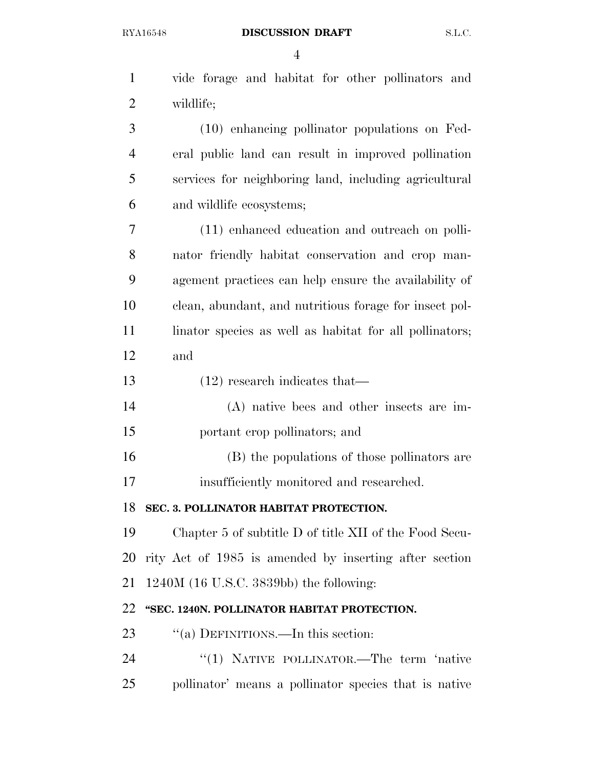vide forage and habitat for other pollinators and wildlife;

(10) enhancing pollinator populations on Federal public land can result in improved pollination services for neighboring land, including agricultural and wildlife ecosystems;

(11) enhanced education and outreach on pollinator friendly habitat conservation and crop management practices can help ensure the availability of clean, abundant, and nutritious forage for insect pollinator species as well as habitat for all pollinators; and

(12) research indicates that—

(A) native bees and other insects are important crop pollinators; and

(B) the populations of those pollinators are insufficiently monitored and researched.

**SEC. 3. POLLINATOR HABITAT PROTECTION.**

Chapter 5 of subtitle D of title XII of the Food Security Act of 1985 is amended by inserting after section 1240M (16 U.S.C. 3839bb) the following:

**"SEC. 1240N. POLLINATOR HABITAT PROTECTION.**

"(a) DEFINITIONS.—In this section:

"(1) NATIVE POLLINATOR.—The term 'native pollinator' means a pollinator species that is native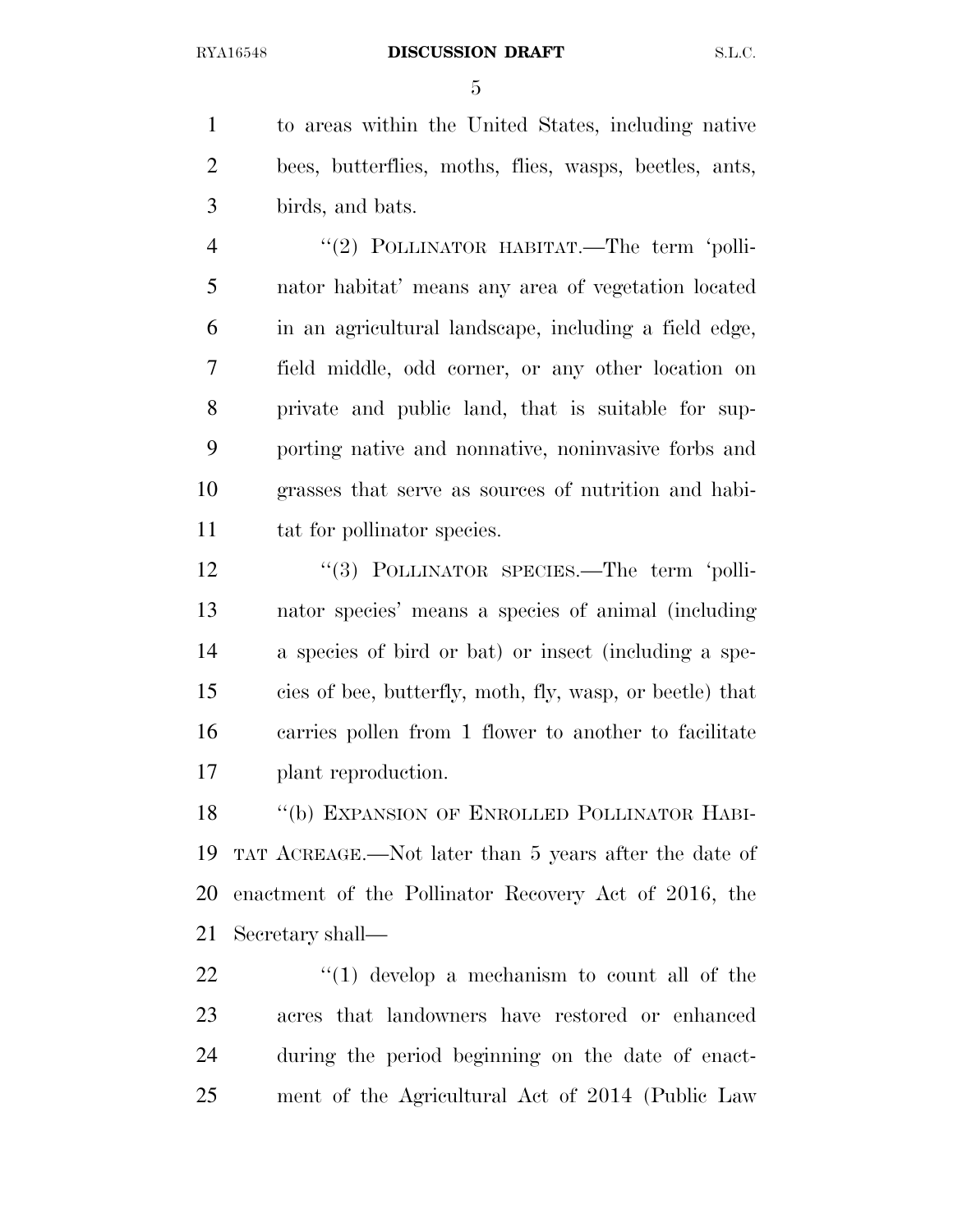to areas within the United States, including native bees, butterflies, moths, flies, wasps, beetles, ants, birds, and bats.

''(2) POLLINATOR HABITAT.—The term 'pollinator habitat' means any area of vegetation located in an agricultural landscape, including a field edge, field middle, odd corner, or any other location on private and public land, that is suitable for supporting native and nonnative, noninvasive forbs and grasses that serve as sources of nutrition and habitat for pollinator species.

''(3) POLLINATOR SPECIES.—The term 'pollinator species' means a species of animal (including a species of bird or bat) or insect (including a species of bee, butterfly, moth, fly, wasp, or beetle) that carries pollen from 1 flower to another to facilitate plant reproduction.

''(b) EXPANSION OF ENROLLED POLLINATOR HABITAT ACREAGE.—Not later than 5 years after the date of enactment of the Pollinator Recovery Act of 2016, the Secretary shall—

''(1) develop a mechanism to count all of the acres that landowners have restored or enhanced during the period beginning on the date of enactment of the Agricultural Act of 2014 (Public Law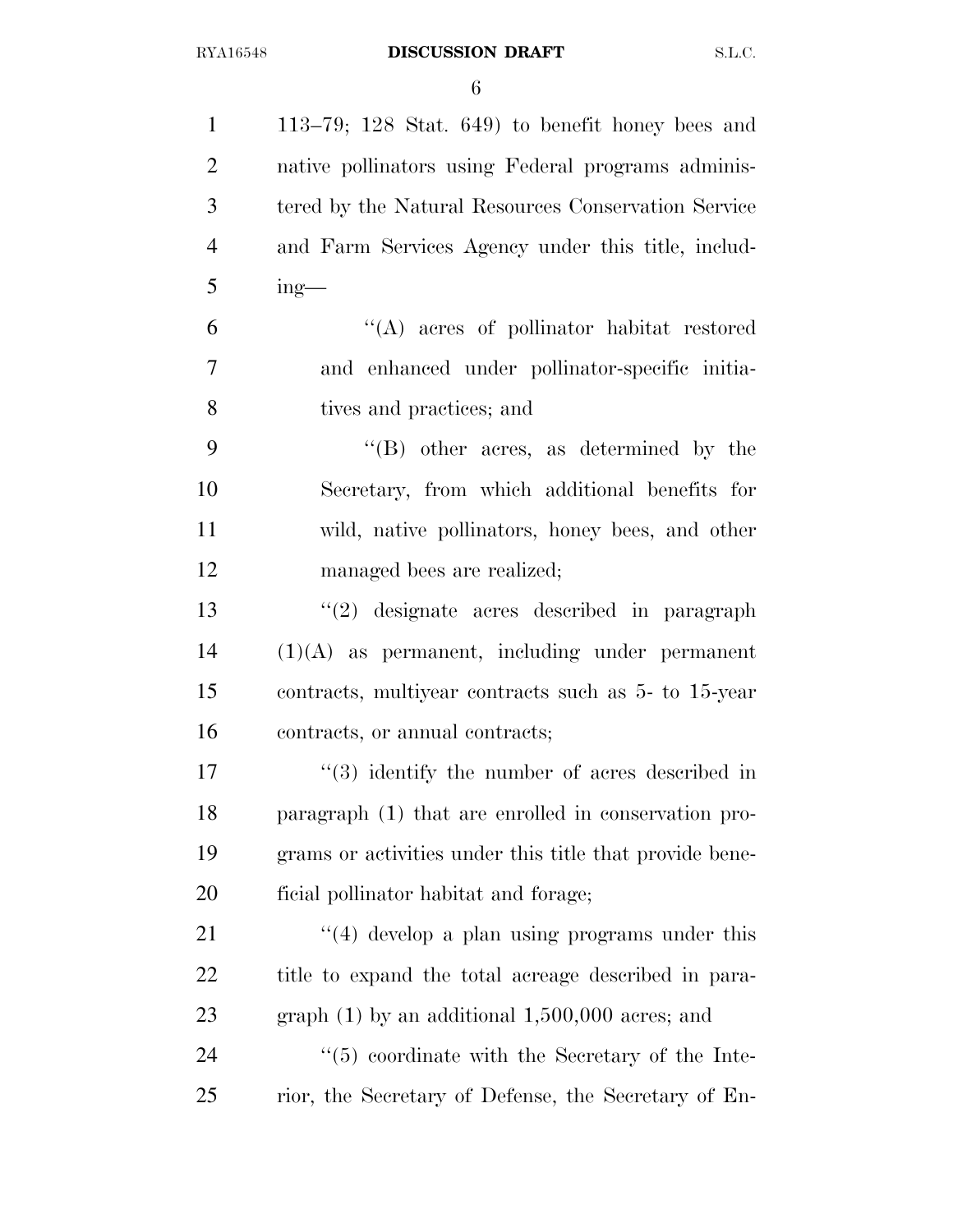113–79; 128 Stat. 649) to benefit honey bees and native pollinators using Federal programs administered by the Natural Resources Conservation Service and Farm Services Agency under this title, including—

"(A) acres of pollinator habitat restored and enhanced under pollinator-specific initiatives and practices; and

"(B) other acres, as determined by the Secretary, from which additional benefits for wild, native pollinators, honey bees, and other managed bees are realized;

"(2) designate acres described in paragraph (1)(A) as permanent, including under permanent contracts, multiyear contracts such as 5- to 15-year contracts, or annual contracts;

"(3) identify the number of acres described in paragraph (1) that are enrolled in conservation programs or activities under this title that provide beneficial pollinator habitat and forage;

"(4) develop a plan using programs under this title to expand the total acreage described in paragraph (1) by an additional 1,500,000 acres; and

"(5) coordinate with the Secretary of the Interior, the Secretary of Defense, the Secretary of En-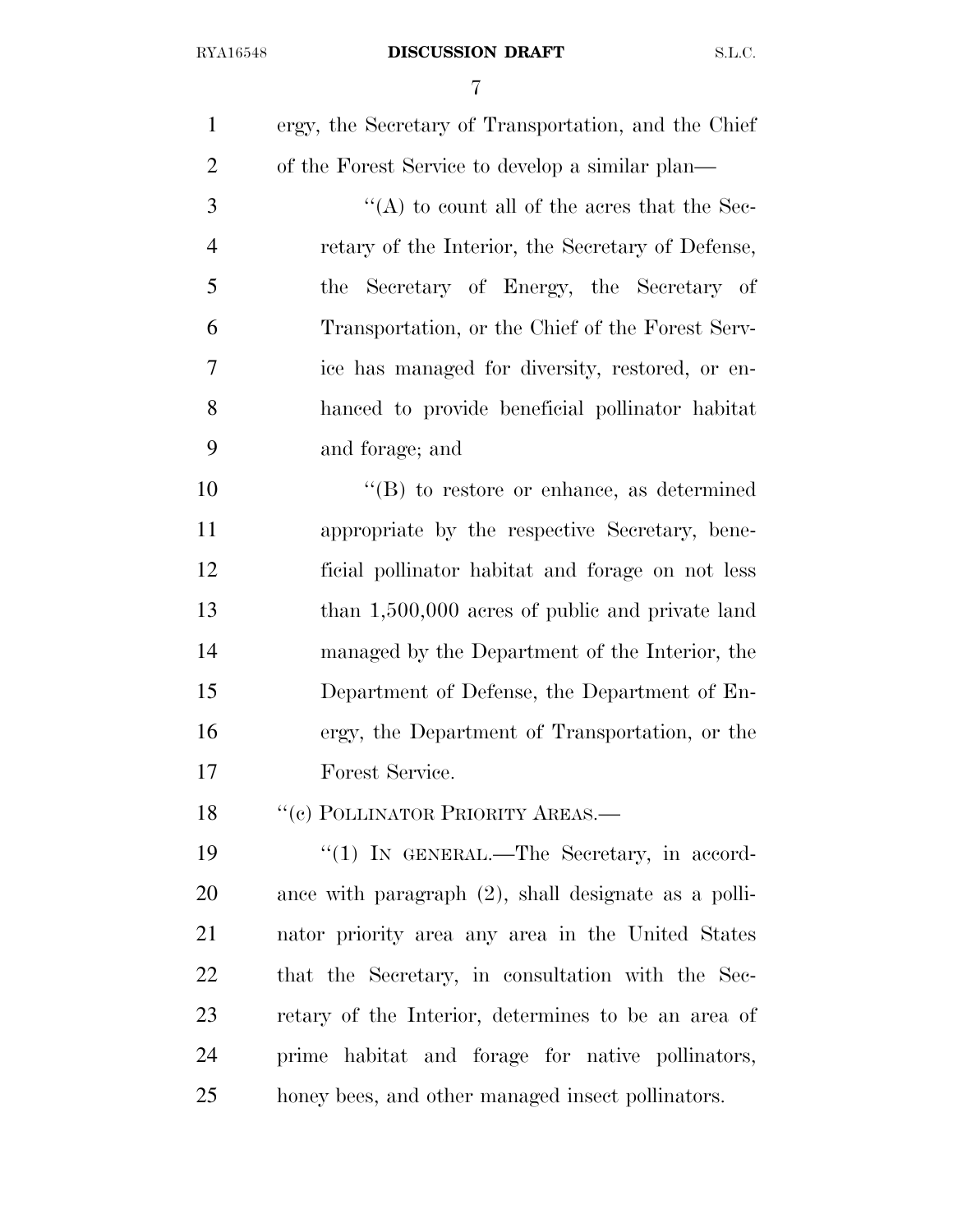ergy, the Secretary of Transportation, and the Chief of the Forest Service to develop a similar plan—

"(A) to count all of the acres that the Secretary of the Interior, the Secretary of Defense, the Secretary of Energy, the Secretary of Transportation, or the Chief of the Forest Service has managed for diversity, restored, or enhanced to provide beneficial pollinator habitat and forage; and

"(B) to restore or enhance, as determined appropriate by the respective Secretary, beneficial pollinator habitat and forage on not less than 1,500,000 acres of public and private land managed by the Department of the Interior, the Department of Defense, the Department of Energy, the Department of Transportation, or the Forest Service.

"(c) POLLINATOR PRIORITY AREAS.—

"(1) IN GENERAL.—The Secretary, in accordance with paragraph (2), shall designate as a pollinator priority area any area in the United States that the Secretary, in consultation with the Secretary of the Interior, determines to be an area of prime habitat and forage for native pollinators, honey bees, and other managed insect pollinators.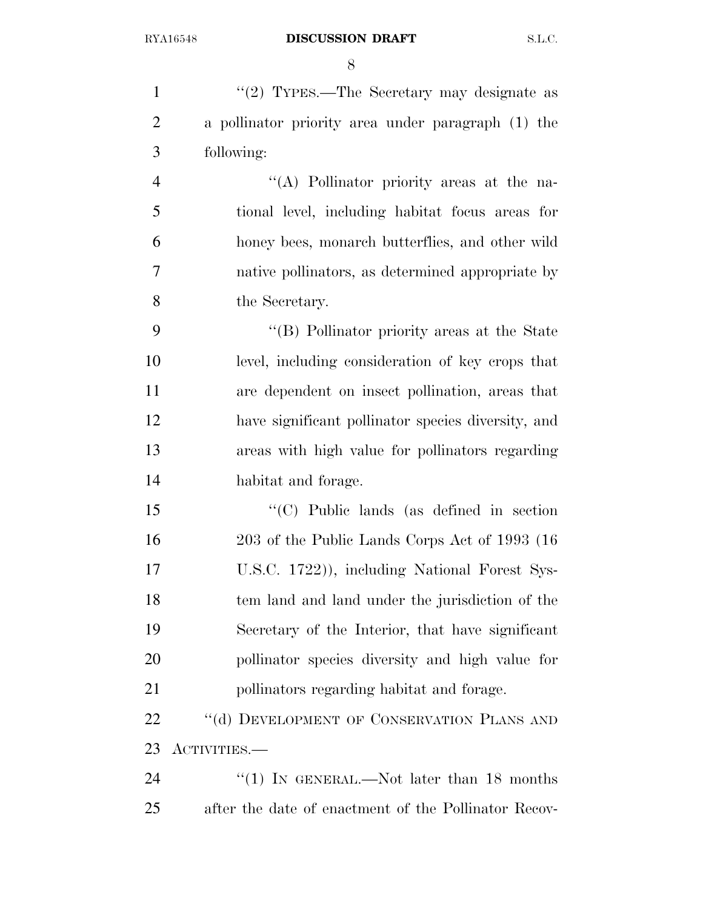"(2) TYPES.—The Secretary may designate as a pollinator priority area under paragraph (1) the following:

"(A) Pollinator priority areas at the national level, including habitat focus areas for honey bees, monarch butterflies, and other wild native pollinators, as determined appropriate by the Secretary.

"(B) Pollinator priority areas at the State level, including consideration of key crops that are dependent on insect pollination, areas that have significant pollinator species diversity, and areas with high value for pollinators regarding habitat and forage.

"(C) Public lands (as defined in section 203 of the Public Lands Corps Act of 1993 (16 U.S.C. 1722)), including National Forest System land and land under the jurisdiction of the Secretary of the Interior, that have significant pollinator species diversity and high value for pollinators regarding habitat and forage.

"(d) DEVELOPMENT OF CONSERVATION PLANS AND ACTIVITIES.—

"(1) IN GENERAL.—Not later than 18 months after the date of enactment of the Pollinator Recov-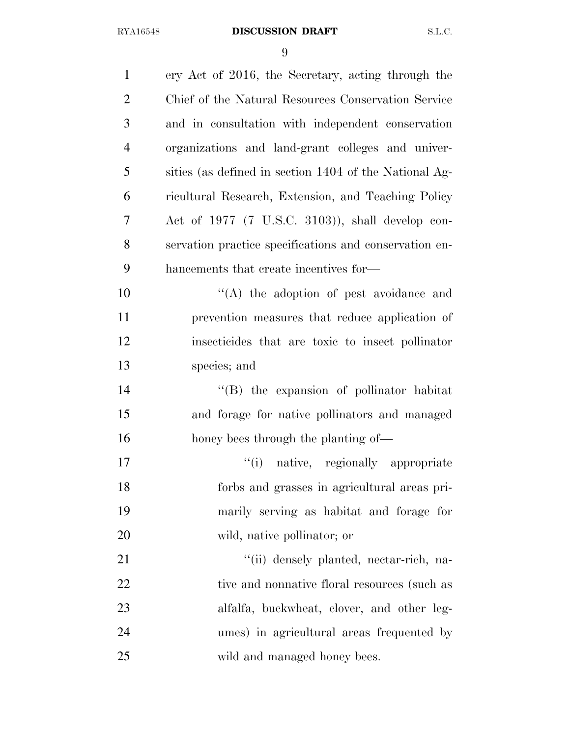ery Act of 2016, the Secretary, acting through the Chief of the Natural Resources Conservation Service and in consultation with independent conservation organizations and land-grant colleges and universities (as defined in section 1404 of the National Agricultural Research, Extension, and Teaching Policy Act of 1977 (7 U.S.C. 3103)), shall develop conservation practice specifications and conservation enhancements that create incentives for—

''(A) the adoption of pest avoidance and prevention measures that reduce application of insecticides that are toxic to insect pollinator species; and

''(B) the expansion of pollinator habitat and forage for native pollinators and managed honey bees through the planting of—

''(i) native, regionally appropriate forbs and grasses in agricultural areas primarily serving as habitat and forage for wild, native pollinator; or

''(ii) densely planted, nectar-rich, native and nonnative floral resources (such as alfalfa, buckwheat, clover, and other legumes) in agricultural areas frequented by wild and managed honey bees.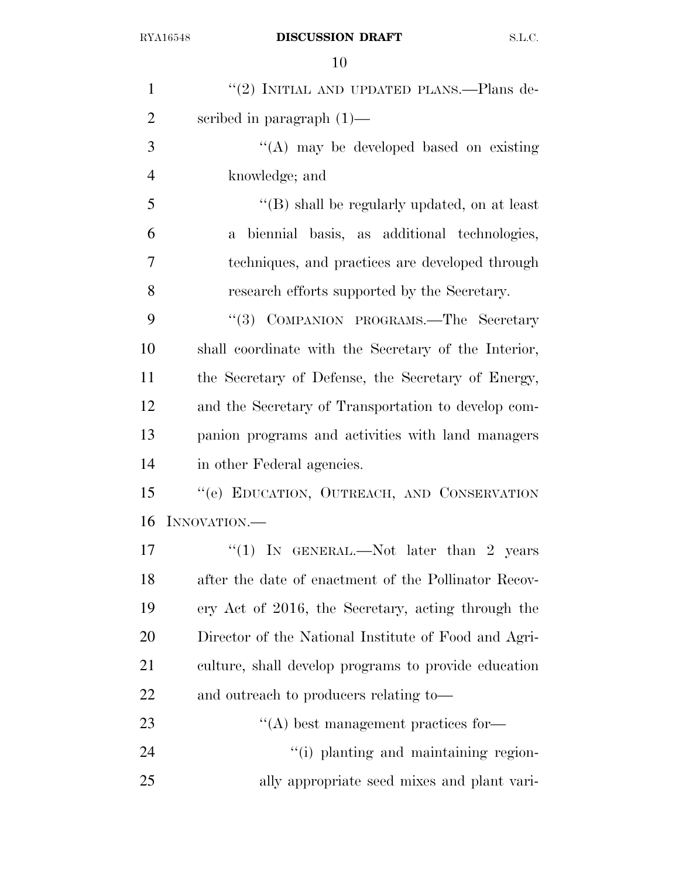"(2) INITIAL AND UPDATED PLANS.—Plans described in paragraph (1)—

"(A) may be developed based on existing knowledge; and

"(B) shall be regularly updated, on at least a biennial basis, as additional technologies, techniques, and practices are developed through research efforts supported by the Secretary.

"(3) COMPANION PROGRAMS.—The Secretary shall coordinate with the Secretary of the Interior, the Secretary of Defense, the Secretary of Energy, and the Secretary of Transportation to develop companion programs and activities with land managers in other Federal agencies.

"(e) EDUCATION, OUTREACH, AND CONSERVATION INNOVATION.—

"(1) IN GENERAL.—Not later than 2 years after the date of enactment of the Pollinator Recovery Act of 2016, the Secretary, acting through the Director of the National Institute of Food and Agriculture, shall develop programs to provide education and outreach to producers relating to—

"(A) best management practices for—

"(i) planting and maintaining regionally appropriate seed mixes and plant vari-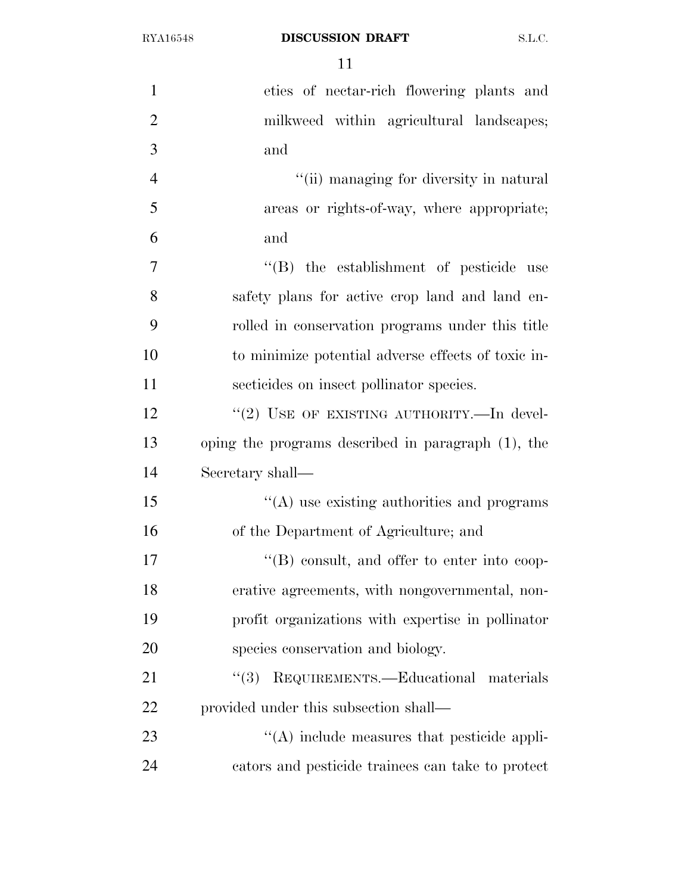eties of nectar-rich flowering plants and milkweed within agricultural landscapes; and

"(ii) managing for diversity in natural areas or rights-of-way, where appropriate; and

"(B) the establishment of pesticide use safety plans for active crop land and land enrolled in conservation programs under this title to minimize potential adverse effects of toxic insecticides on insect pollinator species.

"(2) USE OF EXISTING AUTHORITY.—In developing the programs described in paragraph (1), the Secretary shall—

"(A) use existing authorities and programs of the Department of Agriculture; and

"(B) consult, and offer to enter into cooperative agreements, with nongovernmental, nonprofit organizations with expertise in pollinator species conservation and biology.

"(3) REQUIREMENTS.—Educational materials provided under this subsection shall—

"(A) include measures that pesticide applicators and pesticide trainees can take to protect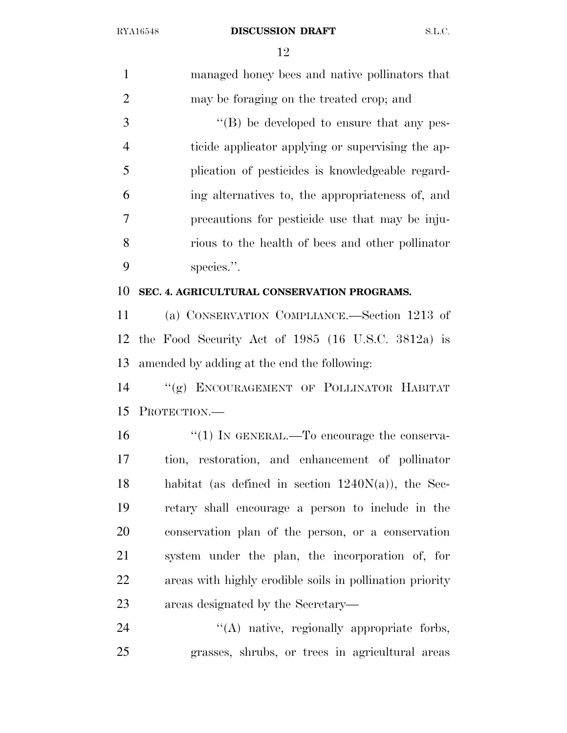managed honey bees and native pollinators that may be foraging on the treated crop; and

"(B) be developed to ensure that any pesticide applicator applying or supervising the application of pesticides is knowledgeable regarding alternatives to, the appropriateness of, and precautions for pesticide use that may be injurious to the health of bees and other pollinator species.".

**SEC. 4. AGRICULTURAL CONSERVATION PROGRAMS.**

(a) CONSERVATION COMPLIANCE.—Section 1213 of the Food Security Act of 1985 (16 U.S.C. 3812a) is amended by adding at the end the following:

"(g) ENCOURAGEMENT OF POLLINATOR HABITAT PROTECTION.—

"(1) IN GENERAL.—To encourage the conservation, restoration, and enhancement of pollinator habitat (as defined in section 1240N(a)), the Secretary shall encourage a person to include in the conservation plan of the person, or a conservation system under the plan, the incorporation of, for areas with highly erodible soils in pollination priority areas designated by the Secretary—

"(A) native, regionally appropriate forbs, grasses, shrubs, or trees in agricultural areas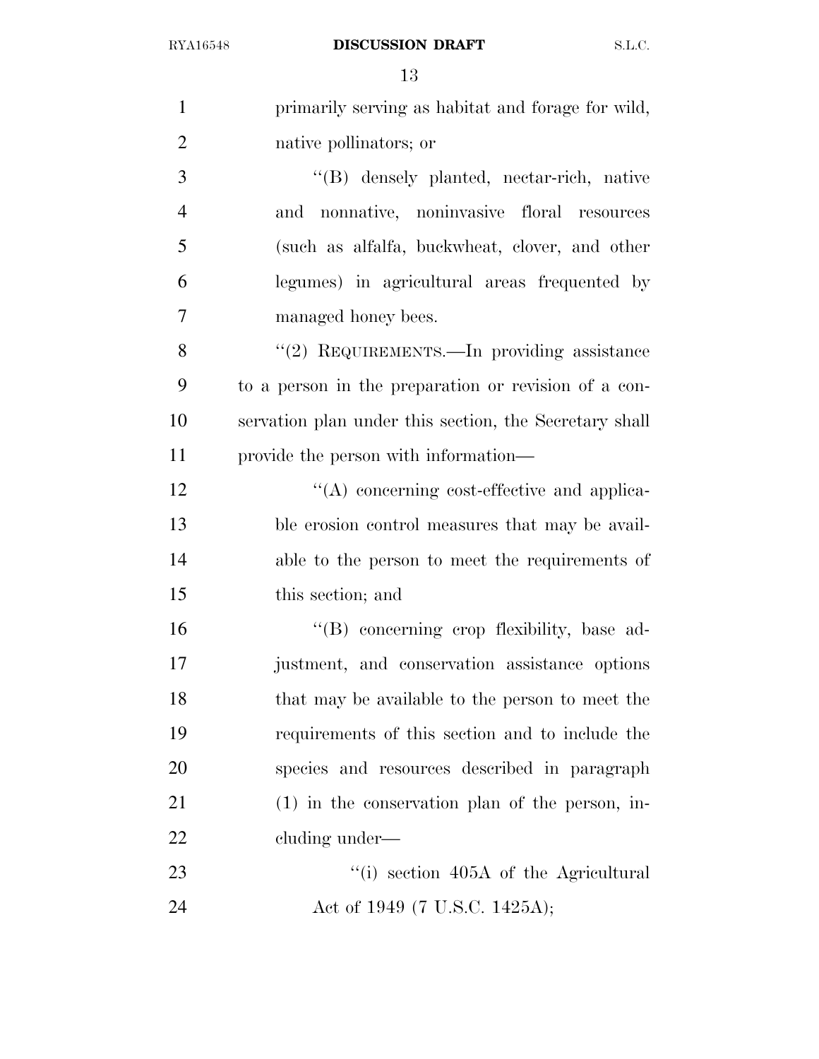primarily serving as habitat and forage for wild, native pollinators; or

"(B) densely planted, nectar-rich, native and nonnative, noninvasive floral resources (such as alfalfa, buckwheat, clover, and other legumes) in agricultural areas frequented by managed honey bees.

"(2) REQUIREMENTS.—In providing assistance to a person in the preparation or revision of a conservation plan under this section, the Secretary shall provide the person with information—

"(A) concerning cost-effective and applicable erosion control measures that may be available to the person to meet the requirements of this section; and

"(B) concerning crop flexibility, base adjustment, and conservation assistance options that may be available to the person to meet the requirements of this section and to include the species and resources described in paragraph (1) in the conservation plan of the person, including under—

"(i) section 405A of the Agricultural Act of 1949 (7 U.S.C. 1425A);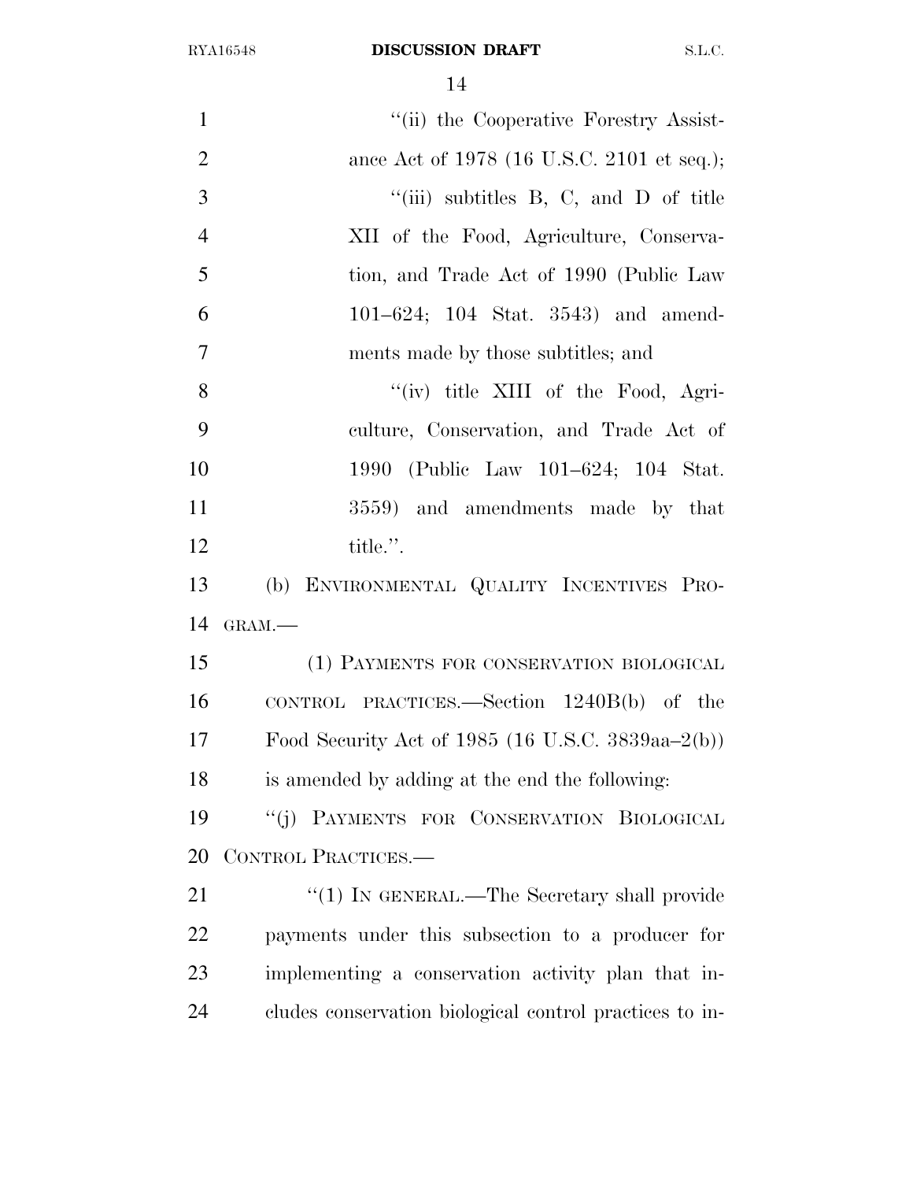"(ii) the Cooperative Forestry Assistance Act of 1978 (16 U.S.C. 2101 et seq.);

"(iii) subtitles B, C, and D of title XII of the Food, Agriculture, Conservation, and Trade Act of 1990 (Public Law 101–624; 104 Stat. 3543) and amendments made by those subtitles; and

"(iv) title XIII of the Food, Agriculture, Conservation, and Trade Act of 1990 (Public Law 101–624; 104 Stat. 3559) and amendments made by that title.".

(b) ENVIRONMENTAL QUALITY INCENTIVES PROGRAM.—

(1) PAYMENTS FOR CONSERVATION BIOLOGICAL CONTROL PRACTICES.—Section 1240B(b) of the Food Security Act of 1985 (16 U.S.C. 3839aa–2(b)) is amended by adding at the end the following:

"(j) PAYMENTS FOR CONSERVATION BIOLOGICAL CONTROL PRACTICES.—

"(1) IN GENERAL.—The Secretary shall provide payments under this subsection to a producer for implementing a conservation activity plan that includes conservation biological control practices to in-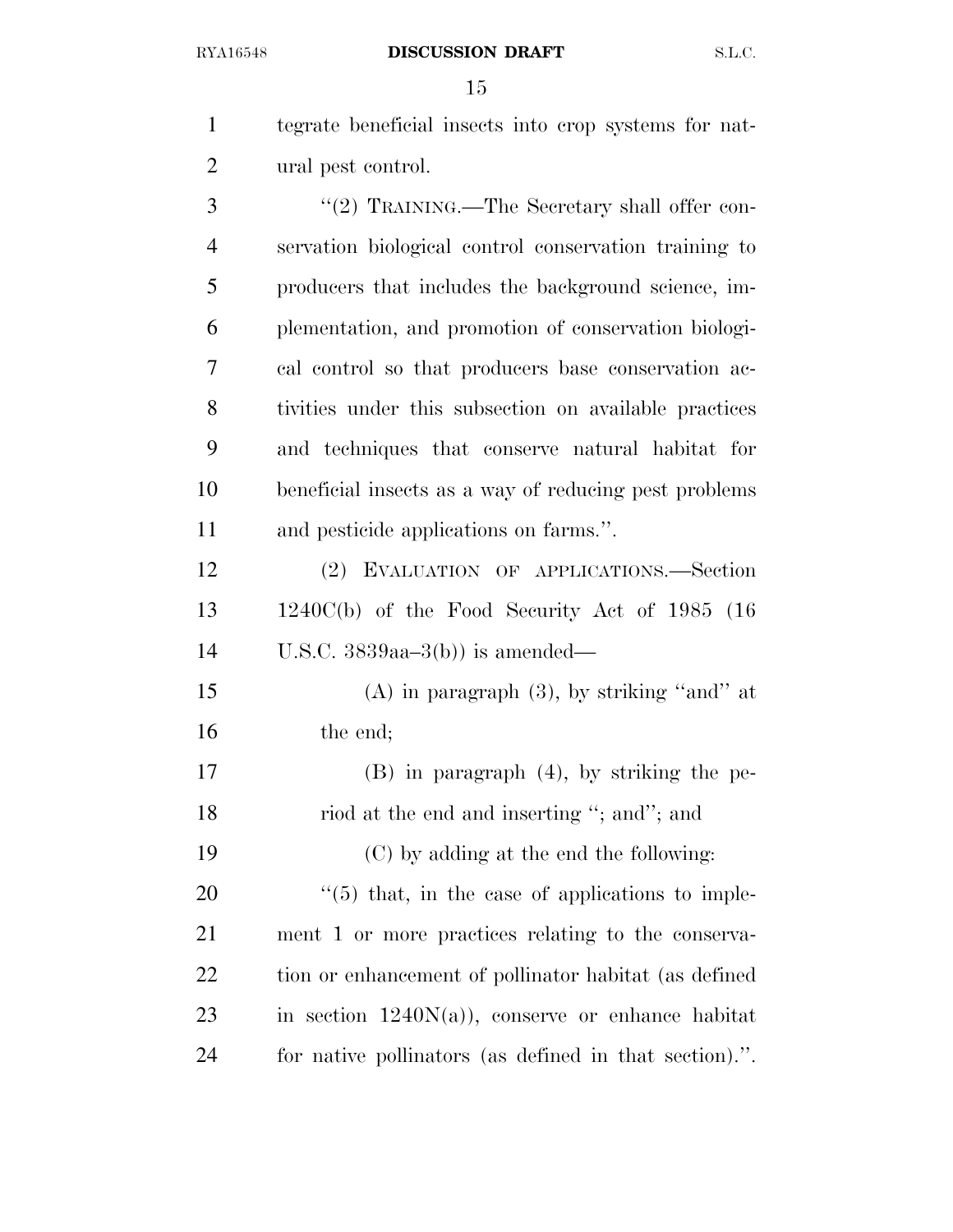tegrate beneficial insects into crop systems for natural pest control.

''(2) TRAINING.—The Secretary shall offer conservation biological control conservation training to producers that includes the background science, implementation, and promotion of conservation biological control so that producers base conservation activities under this subsection on available practices and techniques that conserve natural habitat for beneficial insects as a way of reducing pest problems and pesticide applications on farms.''.

(2) EVALUATION OF APPLICATIONS.—Section 1240C(b) of the Food Security Act of 1985 (16 U.S.C. 3839aa–3(b)) is amended—

(A) in paragraph (3), by striking ''and'' at the end;

(B) in paragraph (4), by striking the period at the end and inserting ''; and''; and

(C) by adding at the end the following:

''(5) that, in the case of applications to implement 1 or more practices relating to the conservation or enhancement of pollinator habitat (as defined in section 1240N(a)), conserve or enhance habitat for native pollinators (as defined in that section).''.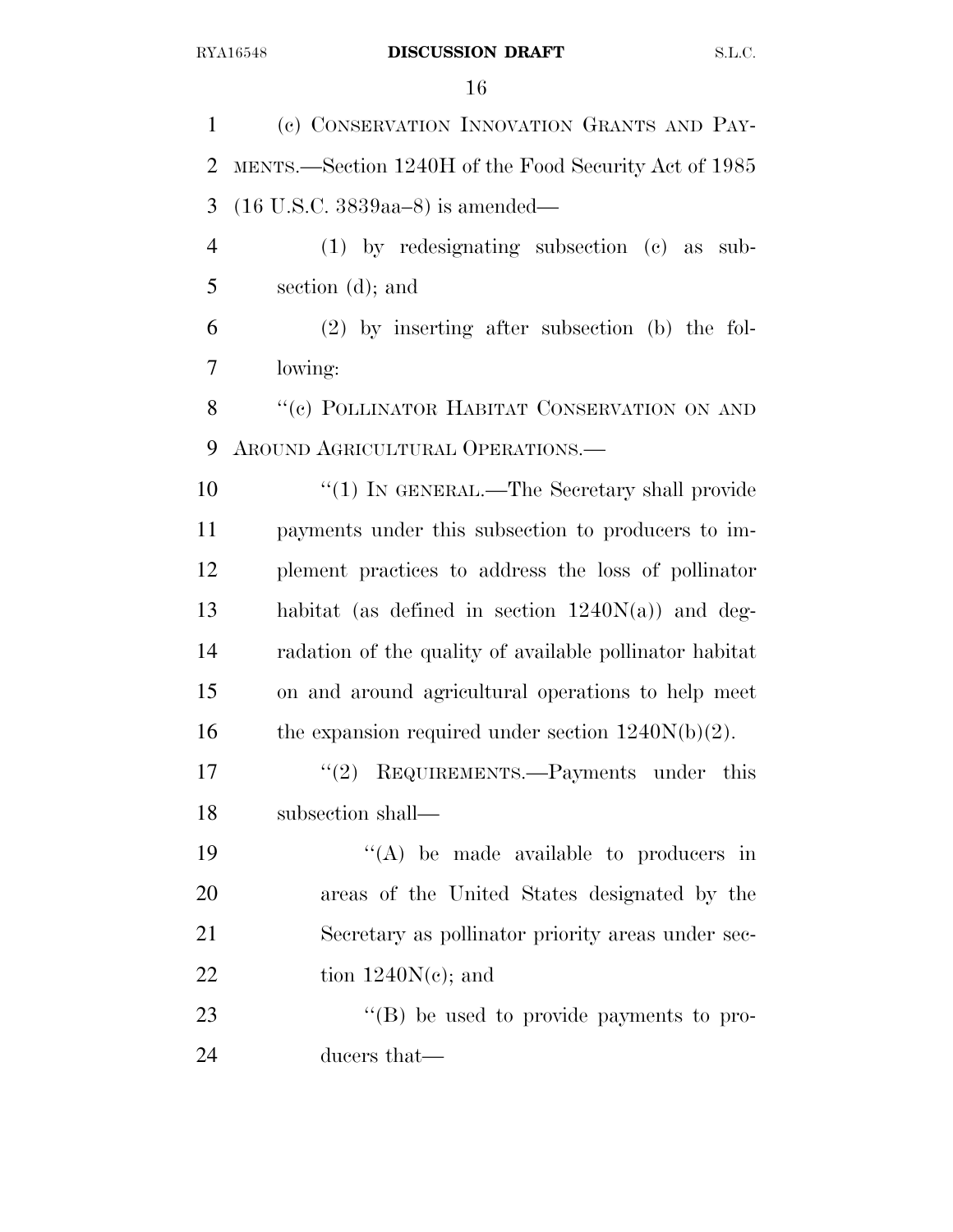(c) CONSERVATION INNOVATION GRANTS AND PAYMENTS.—Section 1240H of the Food Security Act of 1985 (16 U.S.C. 3839aa–8) is amended—

(1) by redesignating subsection (c) as subsection (d); and

(2) by inserting after subsection (b) the following:

"(c) POLLINATOR HABITAT CONSERVATION ON AND AROUND AGRICULTURAL OPERATIONS.—

"(1) IN GENERAL.—The Secretary shall provide payments under this subsection to producers to implement practices to address the loss of pollinator habitat (as defined in section 1240N(a)) and degradation of the quality of available pollinator habitat on and around agricultural operations to help meet the expansion required under section 1240N(b)(2).

"(2) REQUIREMENTS.—Payments under this subsection shall—

"(A) be made available to producers in areas of the United States designated by the Secretary as pollinator priority areas under section 1240N(c); and

"(B) be used to provide payments to producers that—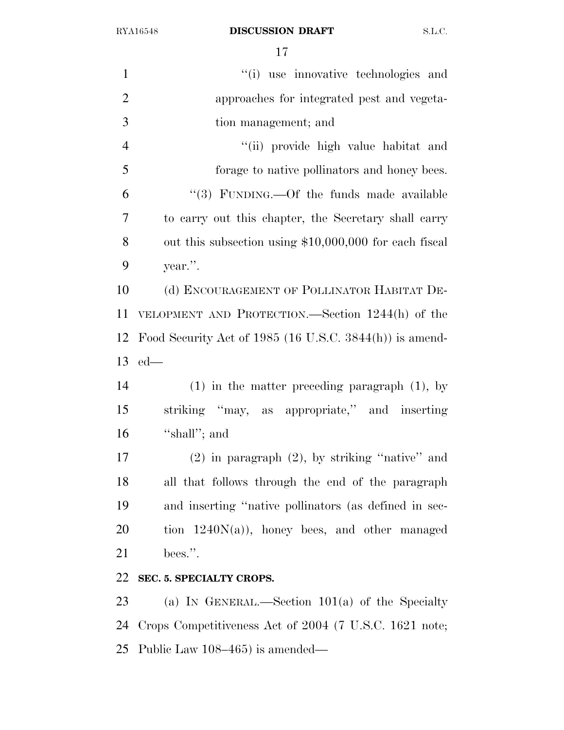"(i) use innovative technologies and approaches for integrated pest and vegetation management; and

"(ii) provide high value habitat and forage to native pollinators and honey bees.

"(3) FUNDING.—Of the funds made available to carry out this chapter, the Secretary shall carry out this subsection using $10,000,000 for each fiscal year.".

(d) ENCOURAGEMENT OF POLLINATOR HABITAT DEVELOPMENT AND PROTECTION.—Section 1244(h) of the Food Security Act of 1985 (16 U.S.C. 3844(h)) is amended—

(1) in the matter preceding paragraph (1), by striking "may, as appropriate," and inserting "shall"; and

(2) in paragraph (2), by striking "native" and all that follows through the end of the paragraph and inserting "native pollinators (as defined in section 1240N(a)), honey bees, and other managed bees.".

**SEC. 5. SPECIALTY CROPS.**

(a) IN GENERAL.—Section 101(a) of the Specialty Crops Competitiveness Act of 2004 (7 U.S.C. 1621 note; Public Law 108–465) is amended—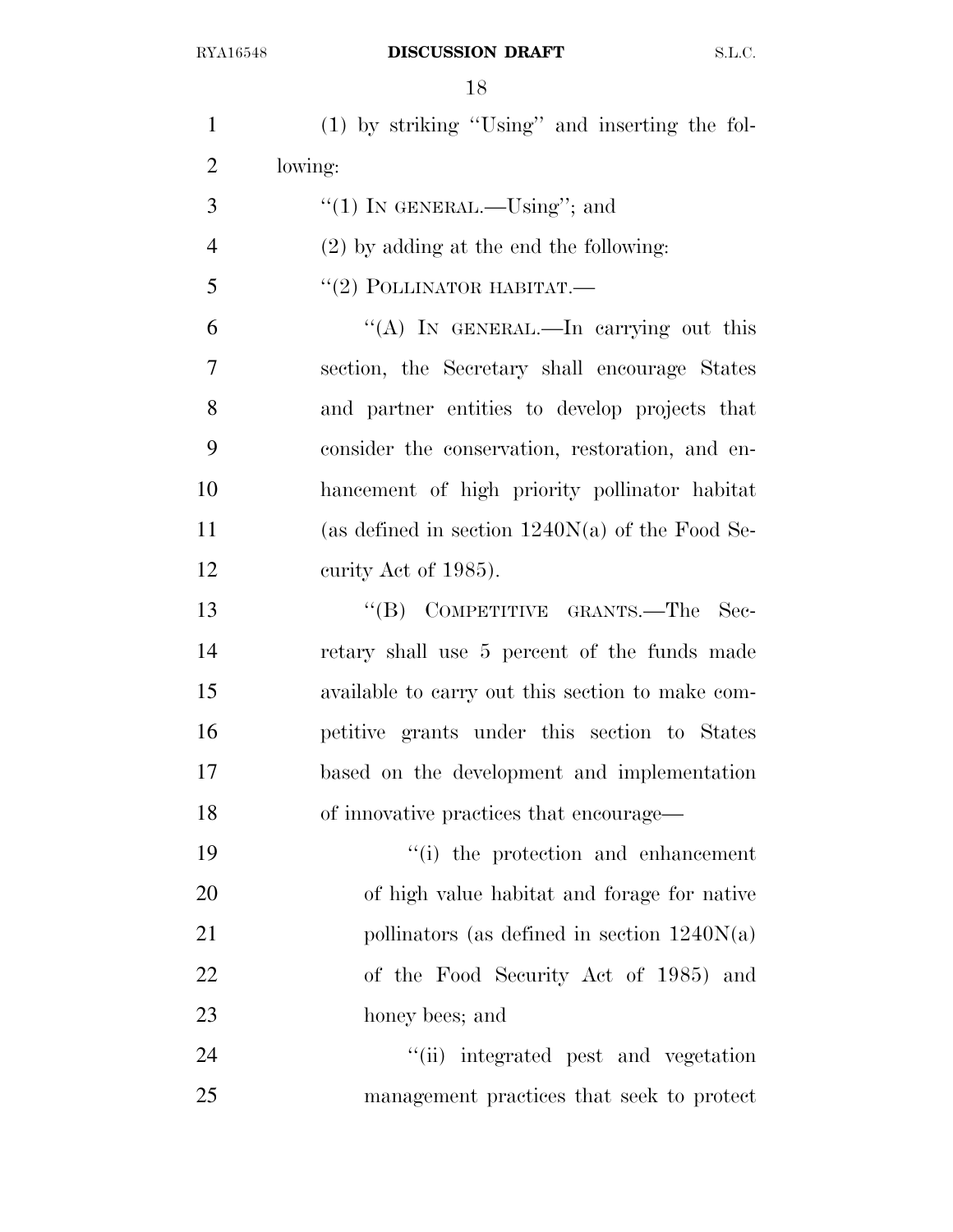(1) by striking "Using" and inserting the following:

"(1) IN GENERAL.—Using"; and

(2) by adding at the end the following:

"(2) POLLINATOR HABITAT.—

"(A) IN GENERAL.—In carrying out this section, the Secretary shall encourage States and partner entities to develop projects that consider the conservation, restoration, and enhancement of high priority pollinator habitat (as defined in section 1240N(a) of the Food Security Act of 1985).

"(B) COMPETITIVE GRANTS.—The Secretary shall use 5 percent of the funds made available to carry out this section to make competitive grants under this section to States based on the development and implementation of innovative practices that encourage—

"(i) the protection and enhancement of high value habitat and forage for native pollinators (as defined in section 1240N(a) of the Food Security Act of 1985) and honey bees; and

"(ii) integrated pest and vegetation management practices that seek to protect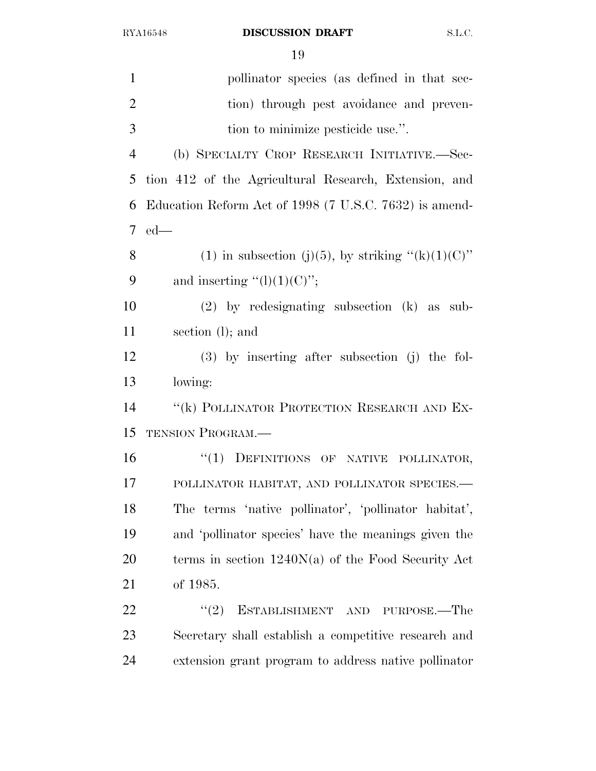pollinator species (as defined in that section) through pest avoidance and prevention to minimize pesticide use.''.

(b) SPECIALTY CROP RESEARCH INITIATIVE.—Section 412 of the Agricultural Research, Extension, and Education Reform Act of 1998 (7 U.S.C. 7632) is amended—

(1) in subsection (j)(5), by striking ''(k)(1)(C)'' and inserting ''(l)(1)(C)'';

(2) by redesignating subsection (k) as subsection (l); and

(3) by inserting after subsection (j) the following:

''(k) POLLINATOR PROTECTION RESEARCH AND EXTENSION PROGRAM.—

''(1) DEFINITIONS OF NATIVE POLLINATOR, POLLINATOR HABITAT, AND POLLINATOR SPECIES.— The terms 'native pollinator', 'pollinator habitat', and 'pollinator species' have the meanings given the terms in section 1240N(a) of the Food Security Act of 1985.

''(2) ESTABLISHMENT AND PURPOSE.—The Secretary shall establish a competitive research and extension grant program to address native pollinator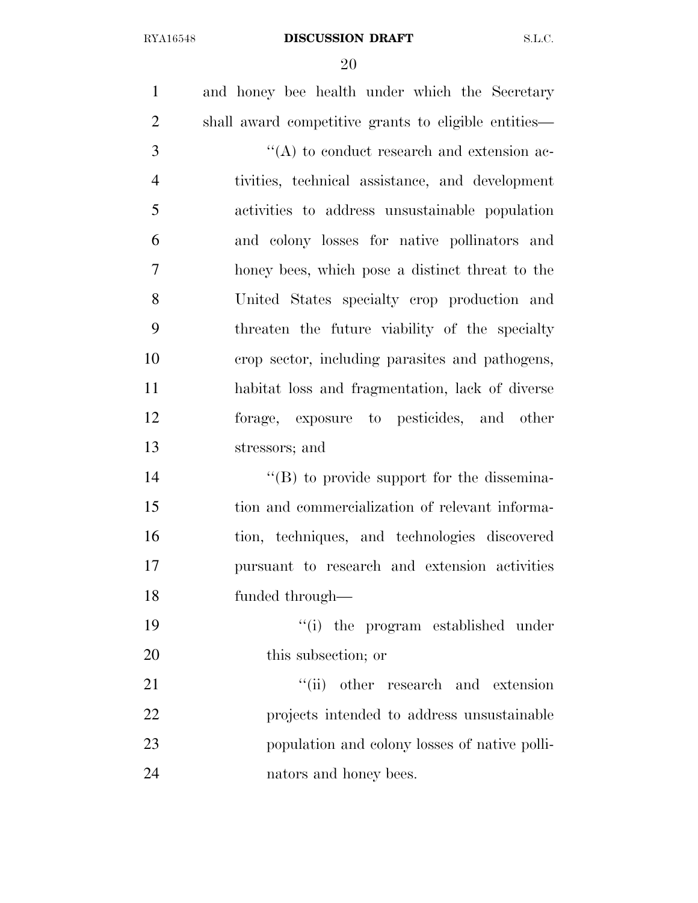and honey bee health under which the Secretary shall award competitive grants to eligible entities—

''(A) to conduct research and extension activities, technical assistance, and development activities to address unsustainable population and colony losses for native pollinators and honey bees, which pose a distinct threat to the United States specialty crop production and threaten the future viability of the specialty crop sector, including parasites and pathogens, habitat loss and fragmentation, lack of diverse forage, exposure to pesticides, and other stressors; and

''(B) to provide support for the dissemination and commercialization of relevant information, techniques, and technologies discovered pursuant to research and extension activities funded through—

''(i) the program established under this subsection; or

''(ii) other research and extension projects intended to address unsustainable population and colony losses of native pollinators and honey bees.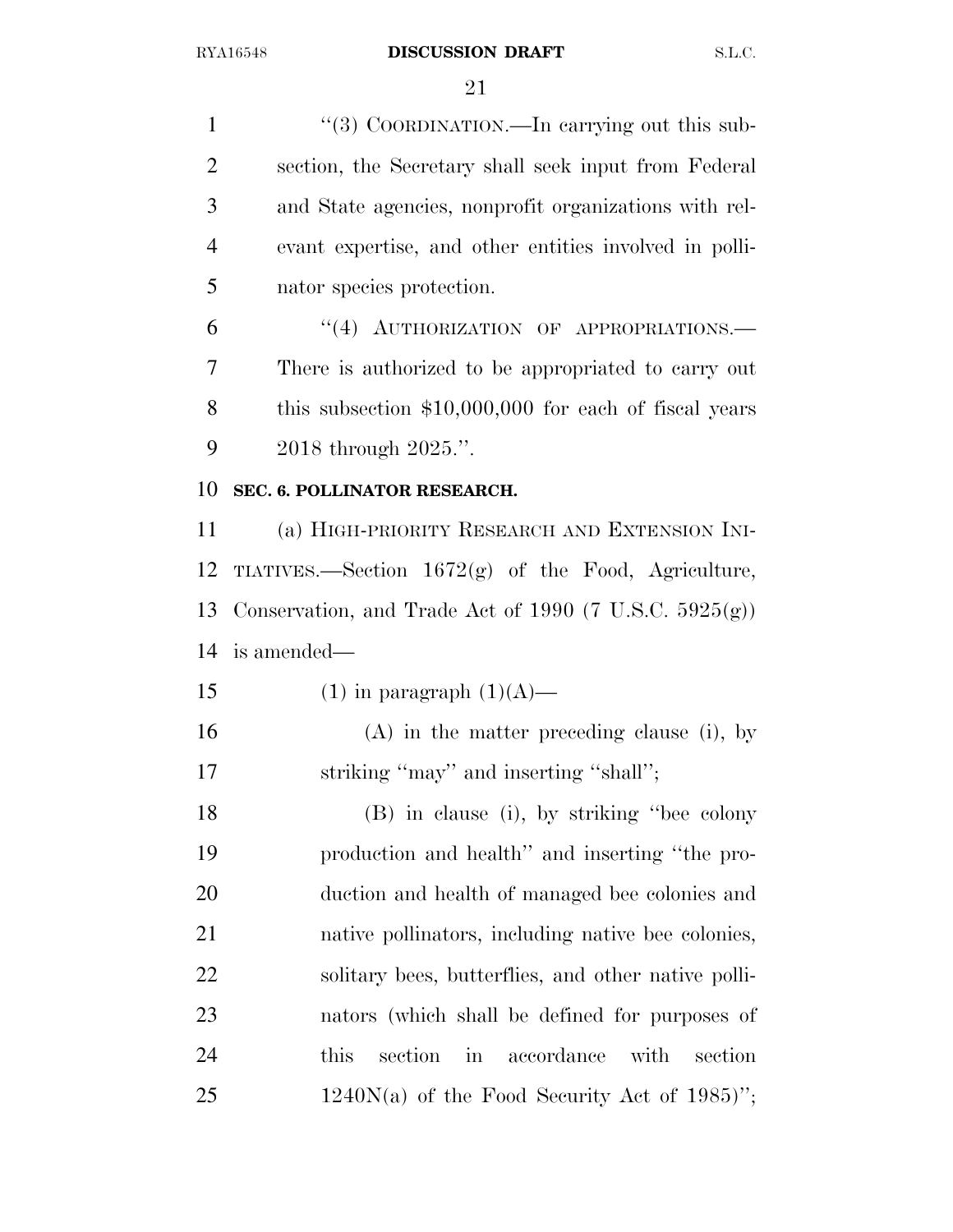"(3) COORDINATION.—In carrying out this subsection, the Secretary shall seek input from Federal and State agencies, nonprofit organizations with relevant expertise, and other entities involved in pollinator species protection.

"(4) AUTHORIZATION OF APPROPRIATIONS.—There is authorized to be appropriated to carry out this subsection $10,000,000 for each of fiscal years 2018 through 2025.".

**SEC. 6. POLLINATOR RESEARCH.**

(a) HIGH-PRIORITY RESEARCH AND EXTENSION INITIATIVES.—Section 1672(g) of the Food, Agriculture, Conservation, and Trade Act of 1990 (7 U.S.C. 5925(g)) is amended—

(1) in paragraph (1)(A)—

(A) in the matter preceding clause (i), by striking "may" and inserting "shall";

(B) in clause (i), by striking "bee colony production and health" and inserting "the production and health of managed bee colonies and native pollinators, including native bee colonies, solitary bees, butterflies, and other native pollinators (which shall be defined for purposes of this section in accordance with section 1240N(a) of the Food Security Act of 1985)";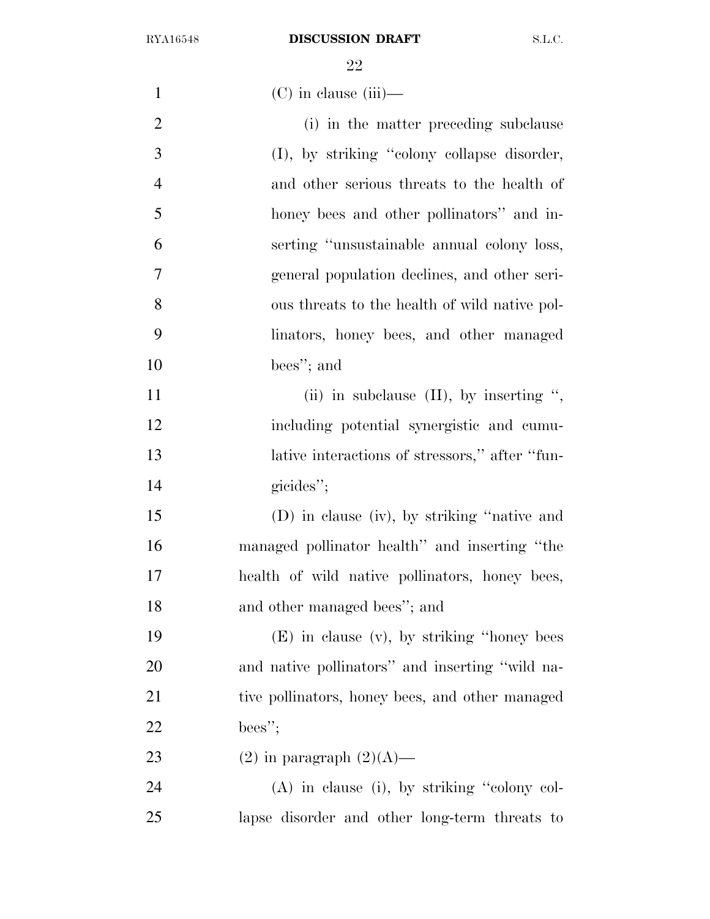(C) in clause (iii)—

(i) in the matter preceding subclause (I), by striking "colony collapse disorder, and other serious threats to the health of honey bees and other pollinators" and inserting "unsustainable annual colony loss, general population declines, and other serious threats to the health of wild native pollinators, honey bees, and other managed bees"; and

(ii) in subclause (II), by inserting ", including potential synergistic and cumulative interactions of stressors," after "fungicides";

(D) in clause (iv), by striking "native and managed pollinator health" and inserting "the health of wild native pollinators, honey bees, and other managed bees"; and

(E) in clause (v), by striking "honey bees and native pollinators" and inserting "wild native pollinators, honey bees, and other managed bees";

(2) in paragraph (2)(A)—

(A) in clause (i), by striking "colony collapse disorder and other long-term threats to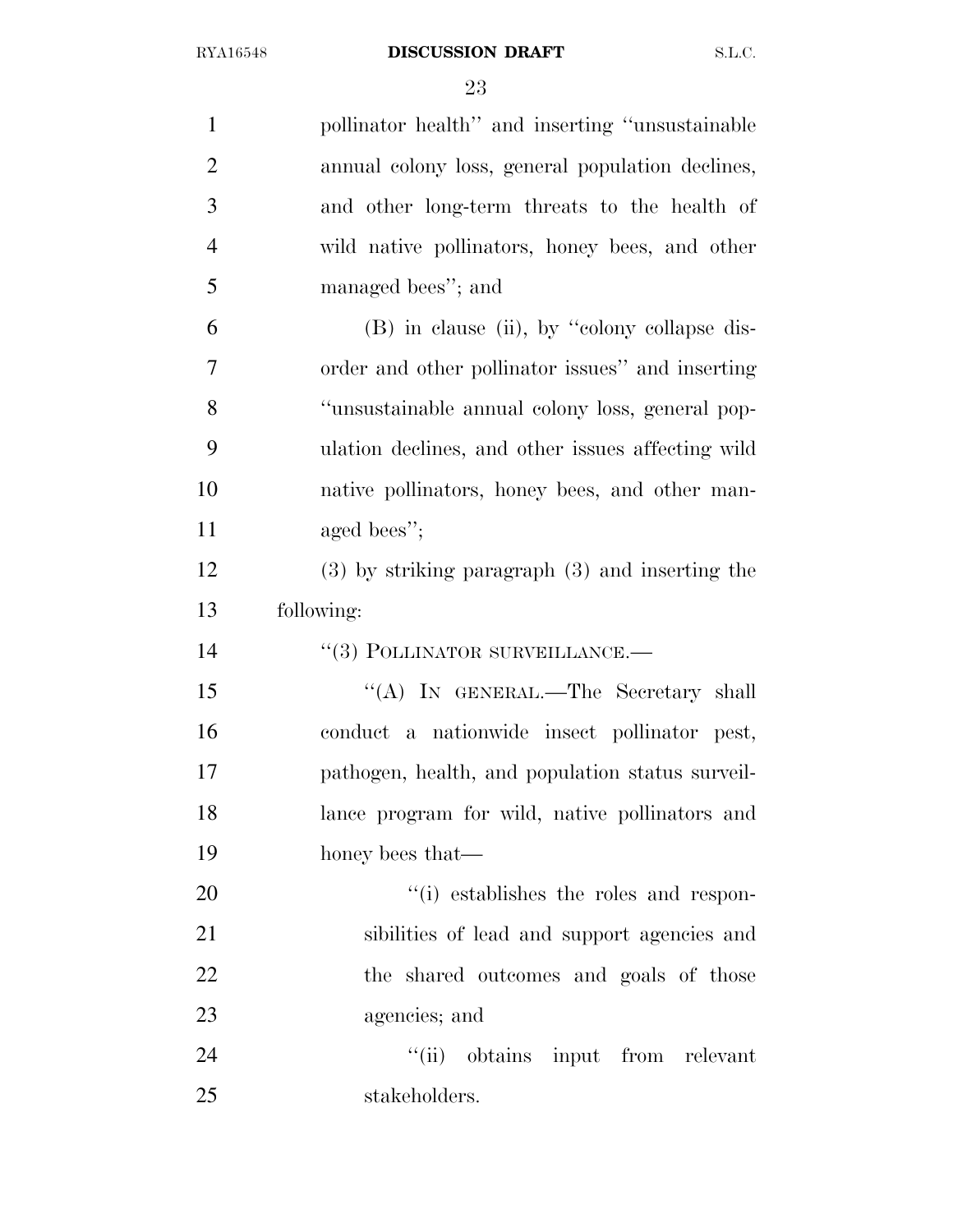pollinator health'' and inserting ''unsustainable annual colony loss, general population declines, and other long-term threats to the health of wild native pollinators, honey bees, and other managed bees''; and

(B) in clause (ii), by ''colony collapse disorder and other pollinator issues'' and inserting ''unsustainable annual colony loss, general population declines, and other issues affecting wild native pollinators, honey bees, and other managed bees'';

(3) by striking paragraph (3) and inserting the following:

''(3) POLLINATOR SURVEILLANCE.—

''(A) IN GENERAL.—The Secretary shall conduct a nationwide insect pollinator pest, pathogen, health, and population status surveillance program for wild, native pollinators and honey bees that—

''(i) establishes the roles and responsibilities of lead and support agencies and the shared outcomes and goals of those agencies; and

''(ii) obtains input from relevant stakeholders.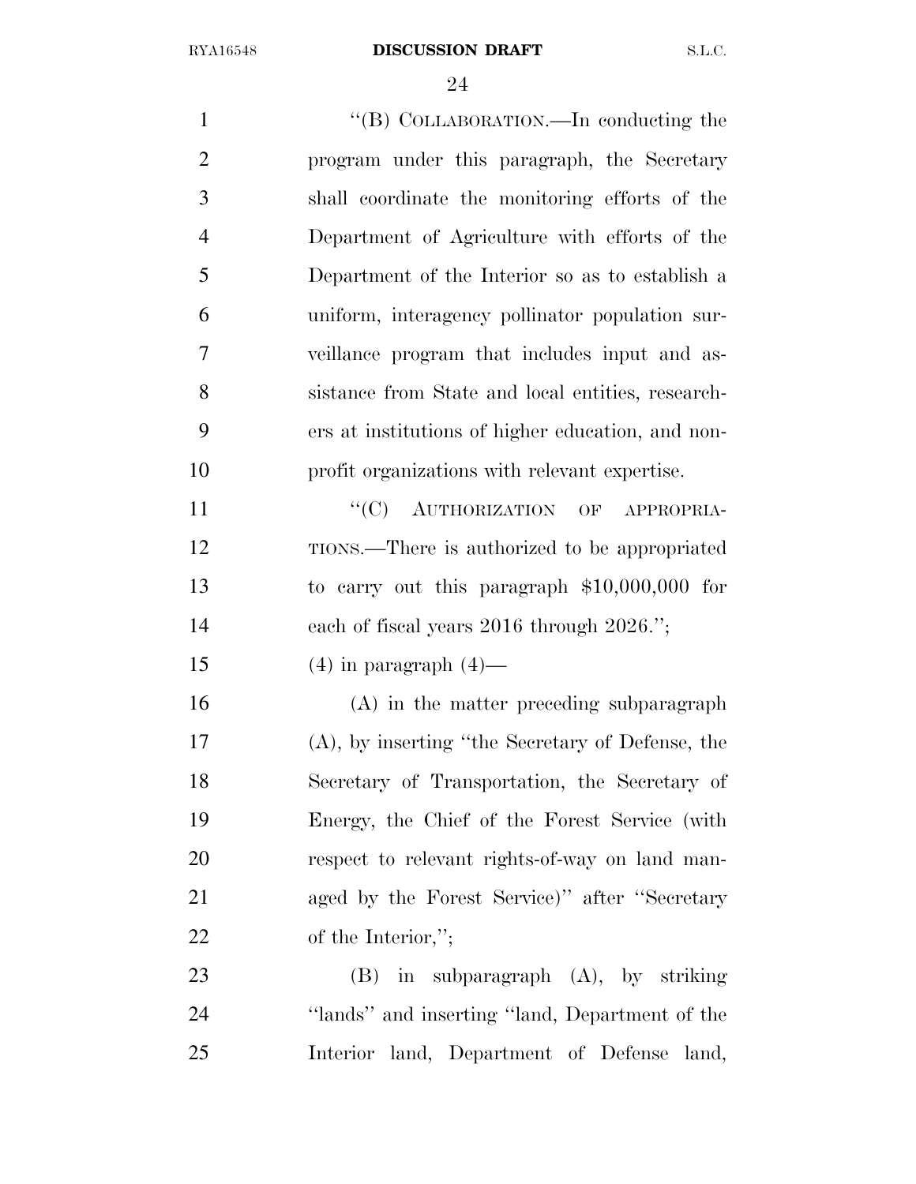"(B) COLLABORATION.—In conducting the program under this paragraph, the Secretary shall coordinate the monitoring efforts of the Department of Agriculture with efforts of the Department of the Interior so as to establish a uniform, interagency pollinator population surveillance program that includes input and assistance from State and local entities, researchers at institutions of higher education, and nonprofit organizations with relevant expertise.

"(C) AUTHORIZATION OF APPROPRIATIONS.—There is authorized to be appropriated to carry out this paragraph $10,000,000 for each of fiscal years 2016 through 2026.";

(4) in paragraph (4)—

(A) in the matter preceding subparagraph (A), by inserting "the Secretary of Defense, the Secretary of Transportation, the Secretary of Energy, the Chief of the Forest Service (with respect to relevant rights-of-way on land managed by the Forest Service)" after "Secretary of the Interior,";

(B) in subparagraph (A), by striking "lands" and inserting "land, Department of the Interior land, Department of Defense land,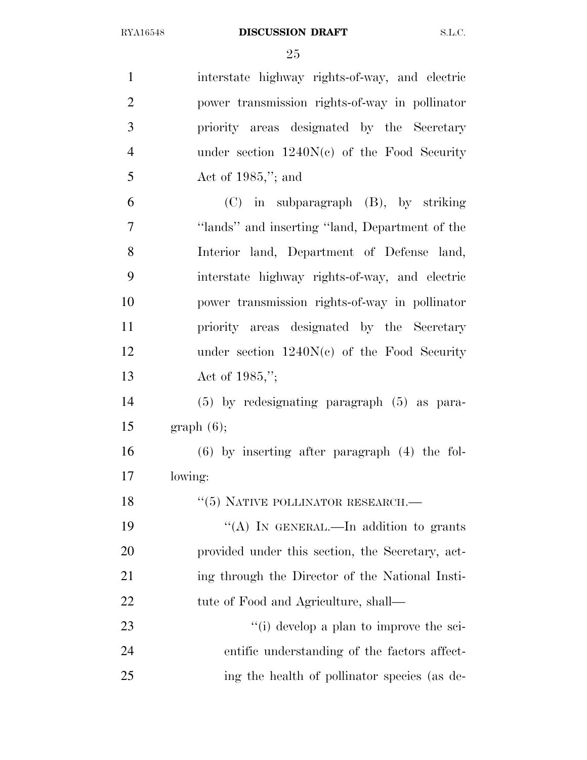interstate highway rights-of-way, and electric power transmission rights-of-way in pollinator priority areas designated by the Secretary under section 1240N(c) of the Food Security Act of 1985,''; and

(C) in subparagraph (B), by striking ''lands'' and inserting ''land, Department of the Interior land, Department of Defense land, interstate highway rights-of-way, and electric power transmission rights-of-way in pollinator priority areas designated by the Secretary under section 1240N(c) of the Food Security Act of 1985,'';

(5) by redesignating paragraph (5) as paragraph (6);

(6) by inserting after paragraph (4) the following:

''(5) NATIVE POLLINATOR RESEARCH.—

''(A) IN GENERAL.—In addition to grants provided under this section, the Secretary, acting through the Director of the National Institute of Food and Agriculture, shall—

''(i) develop a plan to improve the scientific understanding of the factors affecting the health of pollinator species (as de-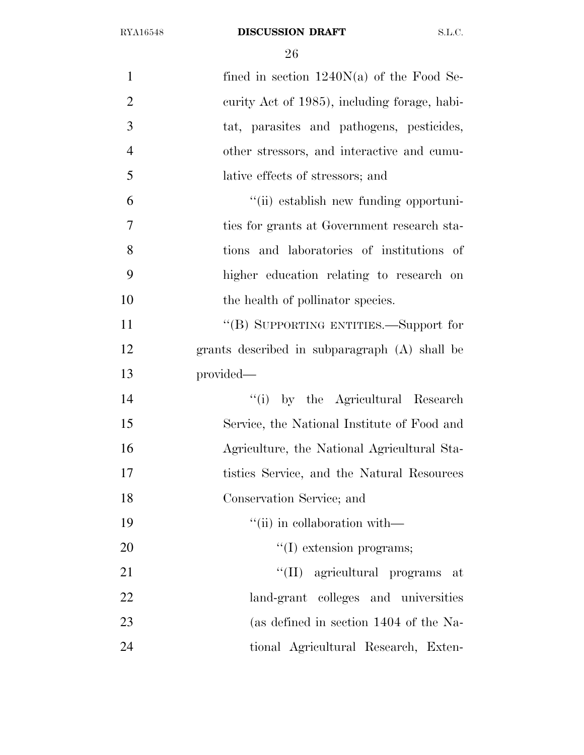fined in section 1240N(a) of the Food Security Act of 1985), including forage, habitat, parasites and pathogens, pesticides, other stressors, and interactive and cumulative effects of stressors; and

''(ii) establish new funding opportunities for grants at Government research stations and laboratories of institutions of higher education relating to research on the health of pollinator species.

''(B) SUPPORTING ENTITIES.—Support for grants described in subparagraph (A) shall be provided—

''(i) by the Agricultural Research Service, the National Institute of Food and Agriculture, the National Agricultural Statistics Service, and the Natural Resources Conservation Service; and

''(ii) in collaboration with—

''(I) extension programs;

''(II) agricultural programs at land-grant colleges and universities (as defined in section 1404 of the National Agricultural Research, Exten-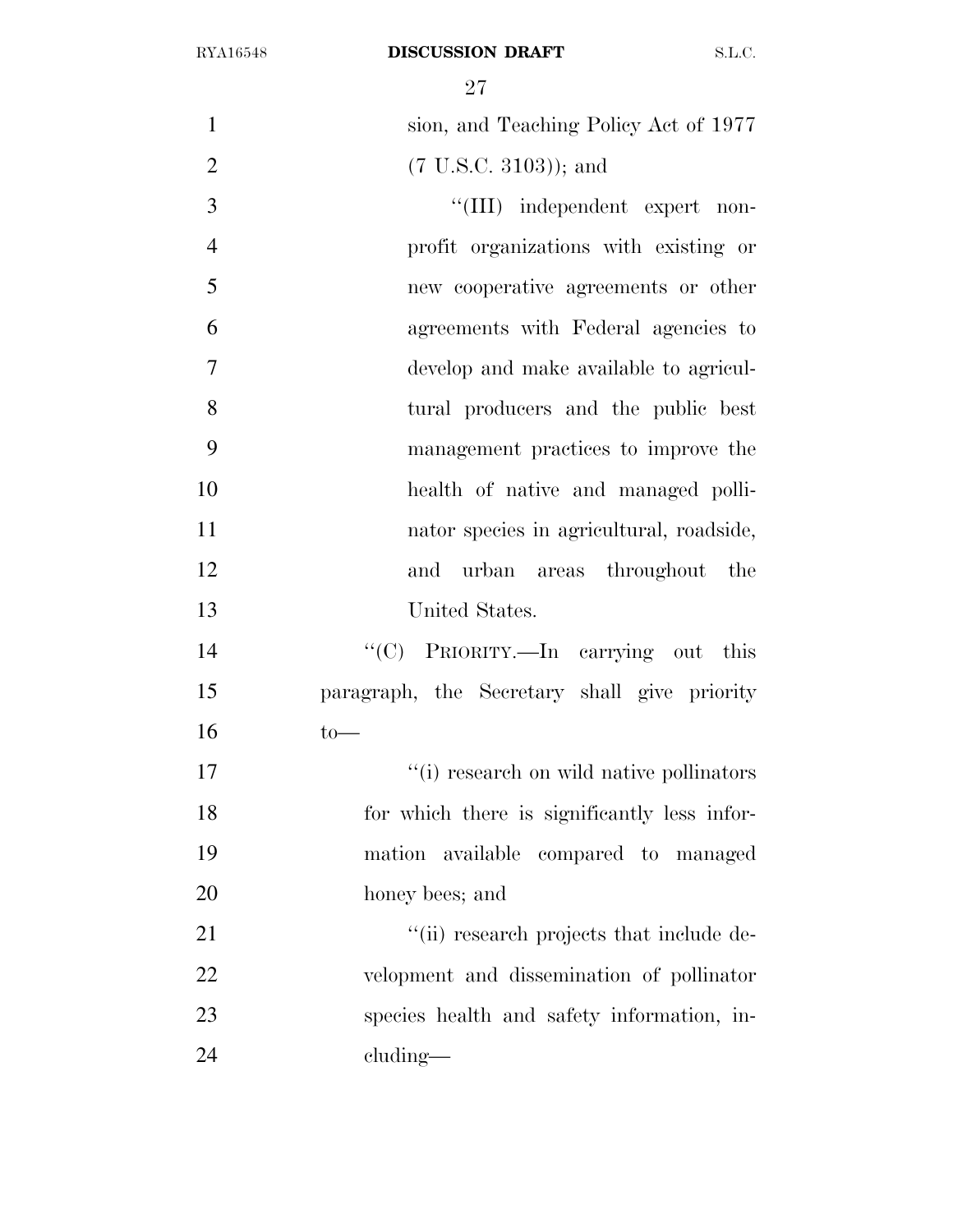sion, and Teaching Policy Act of 1977 (7 U.S.C. 3103)); and

"(III) independent expert non-profit organizations with existing or new cooperative agreements or other agreements with Federal agencies to develop and make available to agricultural producers and the public best management practices to improve the health of native and managed pollinator species in agricultural, roadside, and urban areas throughout the United States.

"(C) PRIORITY.—In carrying out this paragraph, the Secretary shall give priority to—

"(i) research on wild native pollinators for which there is significantly less information available compared to managed honey bees; and

"(ii) research projects that include development and dissemination of pollinator species health and safety information, including—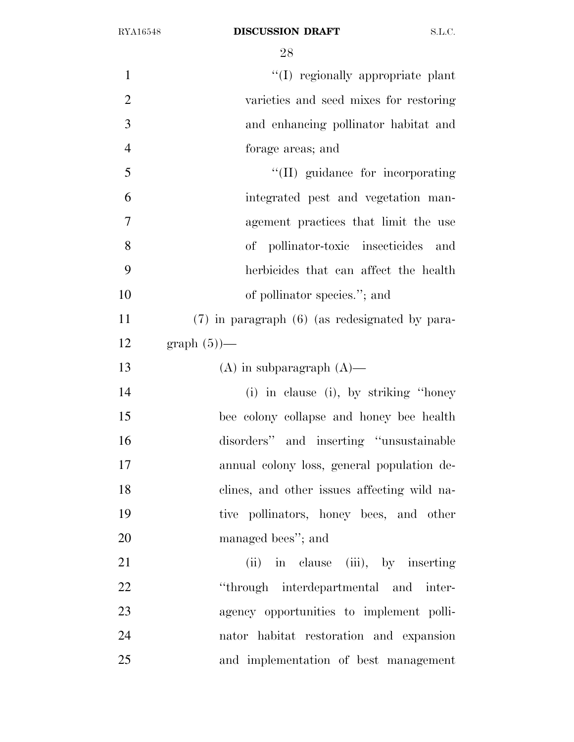"(I) regionally appropriate plant varieties and seed mixes for restoring and enhancing pollinator habitat and forage areas; and

"(II) guidance for incorporating integrated pest and vegetation management practices that limit the use of pollinator-toxic insecticides and herbicides that can affect the health of pollinator species."; and

(7) in paragraph (6) (as redesignated by paragraph (5))—

(A) in subparagraph (A)—

(i) in clause (i), by striking "honey bee colony collapse and honey bee health disorders" and inserting "unsustainable annual colony loss, general population declines, and other issues affecting wild native pollinators, honey bees, and other managed bees"; and

(ii) in clause (iii), by inserting "through interdepartmental and interagency opportunities to implement pollinator habitat restoration and expansion and implementation of best management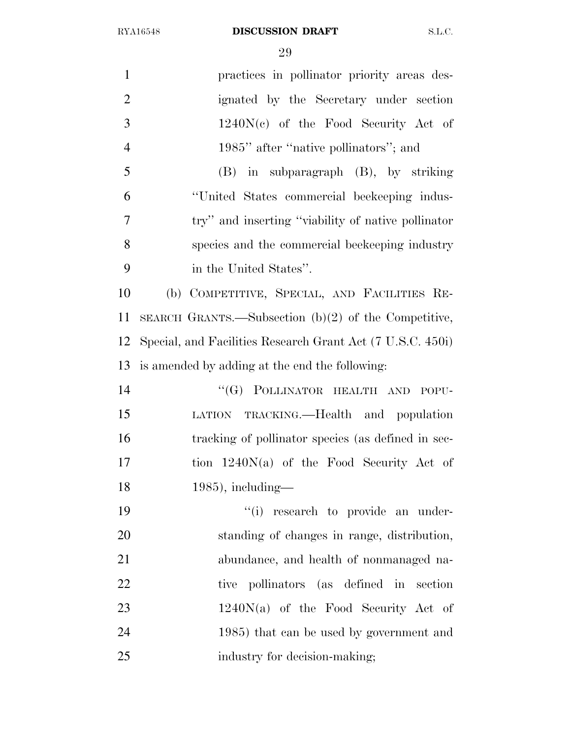practices in pollinator priority areas designated by the Secretary under section 1240N(c) of the Food Security Act of 1985'' after ''native pollinators''; and

(B) in subparagraph (B), by striking ''United States commercial beekeeping industry'' and inserting ''viability of native pollinator species and the commercial beekeeping industry in the United States''.

(b) COMPETITIVE, SPECIAL, AND FACILITIES RESEARCH GRANTS.—Subsection (b)(2) of the Competitive, Special, and Facilities Research Grant Act (7 U.S.C. 450i) is amended by adding at the end the following:

''(G) POLLINATOR HEALTH AND POPULATION TRACKING.—Health and population tracking of pollinator species (as defined in section 1240N(a) of the Food Security Act of 1985), including—

''(i) research to provide an understanding of changes in range, distribution, abundance, and health of nonmanaged native pollinators (as defined in section 1240N(a) of the Food Security Act of 1985) that can be used by government and industry for decision-making;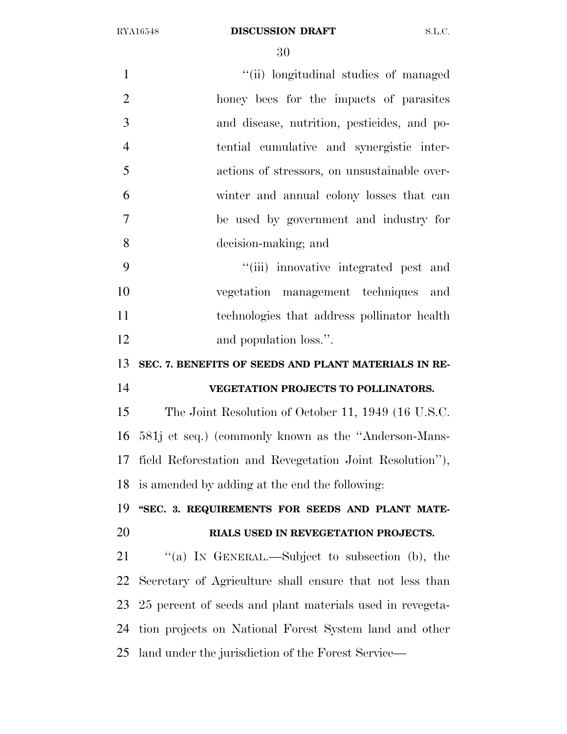''(ii) longitudinal studies of managed honey bees for the impacts of parasites and disease, nutrition, pesticides, and potential cumulative and synergistic interactions of stressors, on unsustainable overwinter and annual colony losses that can be used by government and industry for decision-making; and

''(iii) innovative integrated pest and vegetation management techniques and technologies that address pollinator health and population loss.''.

**SEC. 7. BENEFITS OF SEEDS AND PLANT MATERIALS IN REVEGETATION PROJECTS TO POLLINATORS.**

The Joint Resolution of October 11, 1949 (16 U.S.C. 581j et seq.) (commonly known as the ''Anderson-Mansfield Reforestation and Revegetation Joint Resolution''), is amended by adding at the end the following:

**''SEC. 3. REQUIREMENTS FOR SEEDS AND PLANT MATERIALS USED IN REVEGETATION PROJECTS.**

''(a) IN GENERAL.—Subject to subsection (b), the Secretary of Agriculture shall ensure that not less than 25 percent of seeds and plant materials used in revegetation projects on National Forest System land and other land under the jurisdiction of the Forest Service—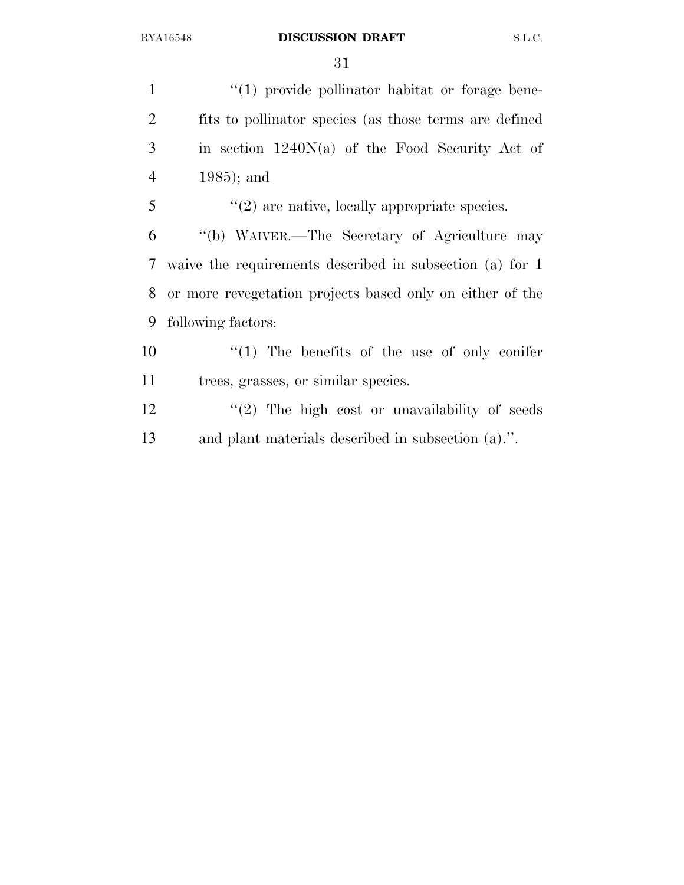''(1) provide pollinator habitat or forage benefits to pollinator species (as those terms are defined in section 1240N(a) of the Food Security Act of 1985); and

''(2) are native, locally appropriate species.

''(b) WAIVER.—The Secretary of Agriculture may waive the requirements described in subsection (a) for 1 or more revegetation projects based only on either of the following factors:

''(1) The benefits of the use of only conifer trees, grasses, or similar species.

''(2) The high cost or unavailability of seeds and plant materials described in subsection (a).''.